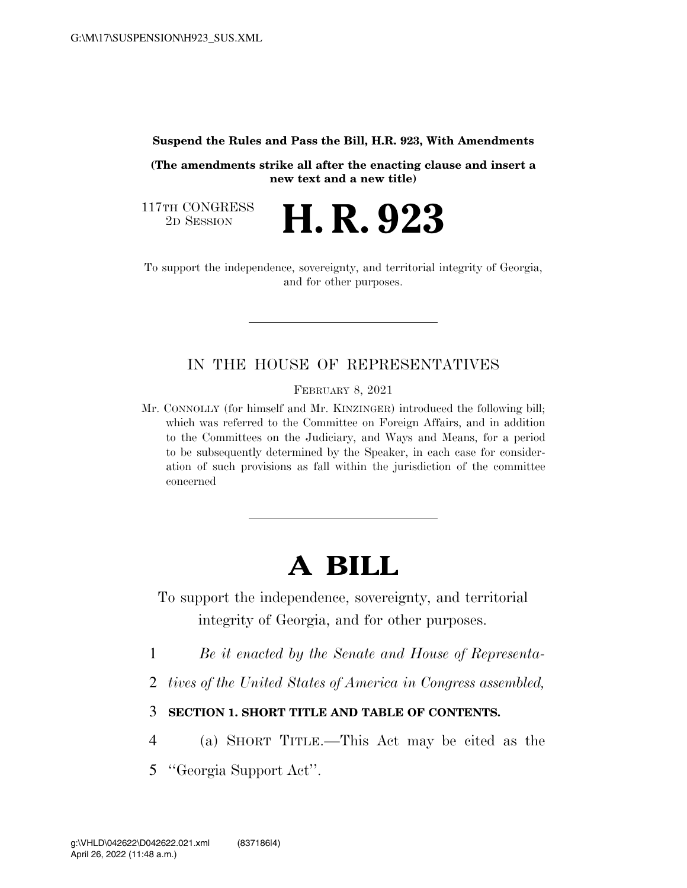**Suspend the Rules and Pass the Bill, H.R. 923, With Amendments**

**(The amendments strike all after the enacting clause and insert a new text and a new title)**

117TH CONGRESS
2D SESSION

# H. R. 923

To support the independence, sovereignty, and territorial integrity of Georgia, and for other purposes.

---

IN THE HOUSE OF REPRESENTATIVES

FEBRUARY 8, 2021

Mr. CONNOLLY (for himself and Mr. KINZINGER) introduced the following bill; which was referred to the Committee on Foreign Affairs, and in addition to the Committees on the Judiciary, and Ways and Means, for a period to be subsequently determined by the Speaker, in each case for consideration of such provisions as fall within the jurisdiction of the committee concerned

---

# A BILL

To support the independence, sovereignty, and territorial integrity of Georgia, and for other purposes.

1 *Be it enacted by the Senate and House of Representa-*
2 *tives of the United States of America in Congress assembled,*

3 **SECTION 1. SHORT TITLE AND TABLE OF CONTENTS.**

4 (a) SHORT TITLE.—This Act may be cited as the
5 ''Georgia Support Act''.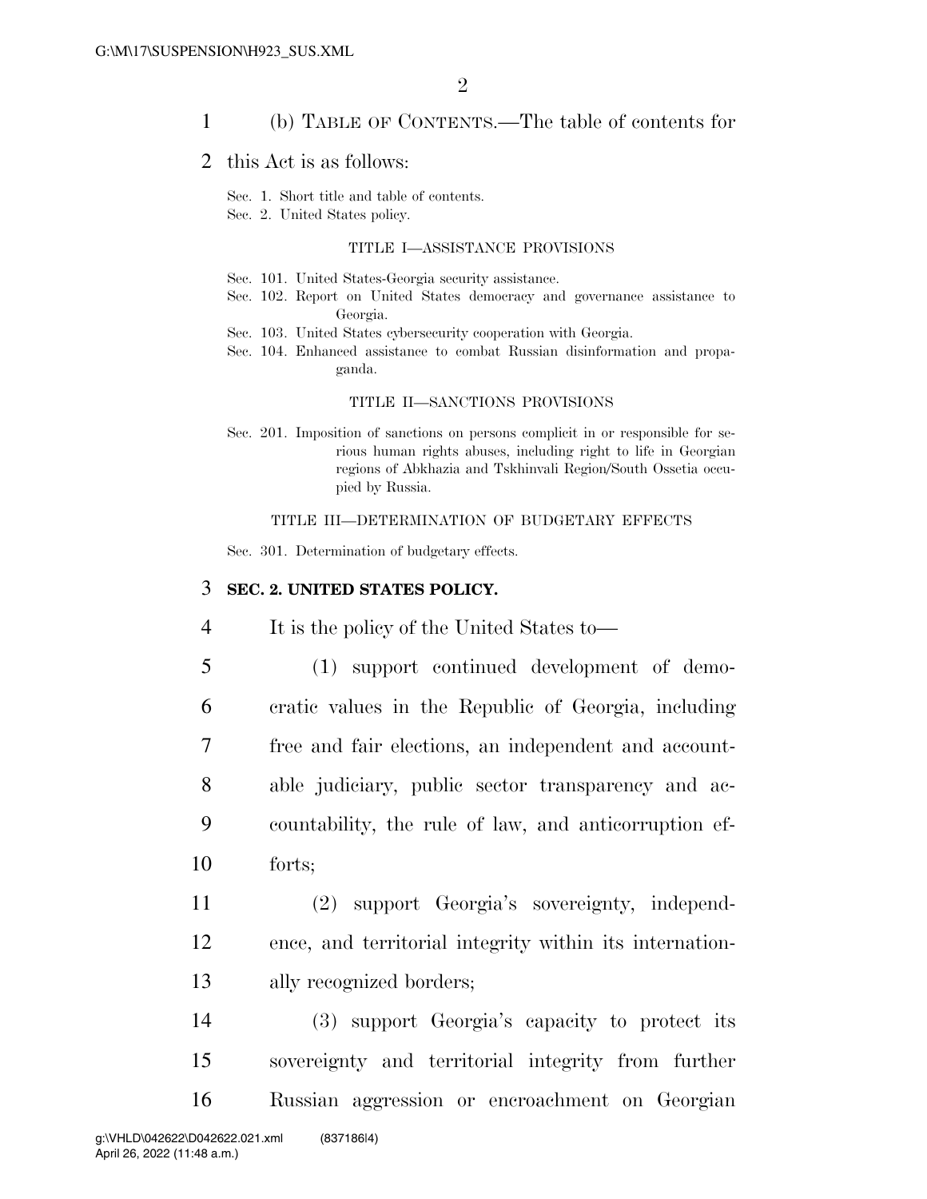(b) TABLE OF CONTENTS.—The table of contents for this Act is as follows:

Sec. 1. Short title and table of contents.
Sec. 2. United States policy.

TITLE I—ASSISTANCE PROVISIONS

Sec. 101. United States-Georgia security assistance.
Sec. 102. Report on United States democracy and governance assistance to Georgia.
Sec. 103. United States cybersecurity cooperation with Georgia.
Sec. 104. Enhanced assistance to combat Russian disinformation and propaganda.

TITLE II—SANCTIONS PROVISIONS

Sec. 201. Imposition of sanctions on persons complicit in or responsible for serious human rights abuses, including right to life in Georgian regions of Abkhazia and Tskhinvali Region/South Ossetia occupied by Russia.

TITLE III—DETERMINATION OF BUDGETARY EFFECTS

Sec. 301. Determination of budgetary effects.

## SEC. 2. UNITED STATES POLICY.

It is the policy of the United States to—

(1) support continued development of democratic values in the Republic of Georgia, including free and fair elections, an independent and accountable judiciary, public sector transparency and accountability, the rule of law, and anticorruption efforts;

(2) support Georgia's sovereignty, independence, and territorial integrity within its internationally recognized borders;

(3) support Georgia's capacity to protect its sovereignty and territorial integrity from further Russian aggression or encroachment on Georgian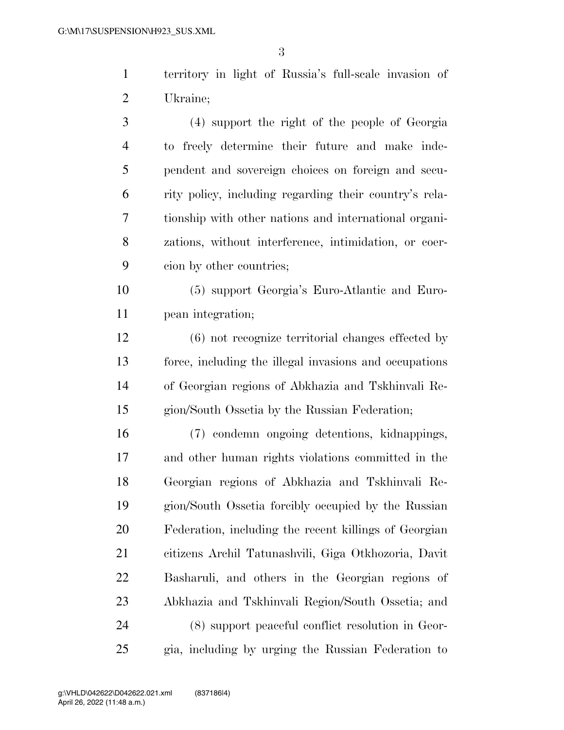territory in light of Russia's full-scale invasion of Ukraine;

(4) support the right of the people of Georgia to freely determine their future and make independent and sovereign choices on foreign and security policy, including regarding their country's relationship with other nations and international organizations, without interference, intimidation, or coercion by other countries;

(5) support Georgia's Euro-Atlantic and European integration;

(6) not recognize territorial changes effected by force, including the illegal invasions and occupations of Georgian regions of Abkhazia and Tskhinvali Region/South Ossetia by the Russian Federation;

(7) condemn ongoing detentions, kidnappings, and other human rights violations committed in the Georgian regions of Abkhazia and Tskhinvali Region/South Ossetia forcibly occupied by the Russian Federation, including the recent killings of Georgian citizens Archil Tatunashvili, Giga Otkhozoria, Davit Basharuli, and others in the Georgian regions of Abkhazia and Tskhinvali Region/South Ossetia; and

(8) support peaceful conflict resolution in Georgia, including by urging the Russian Federation to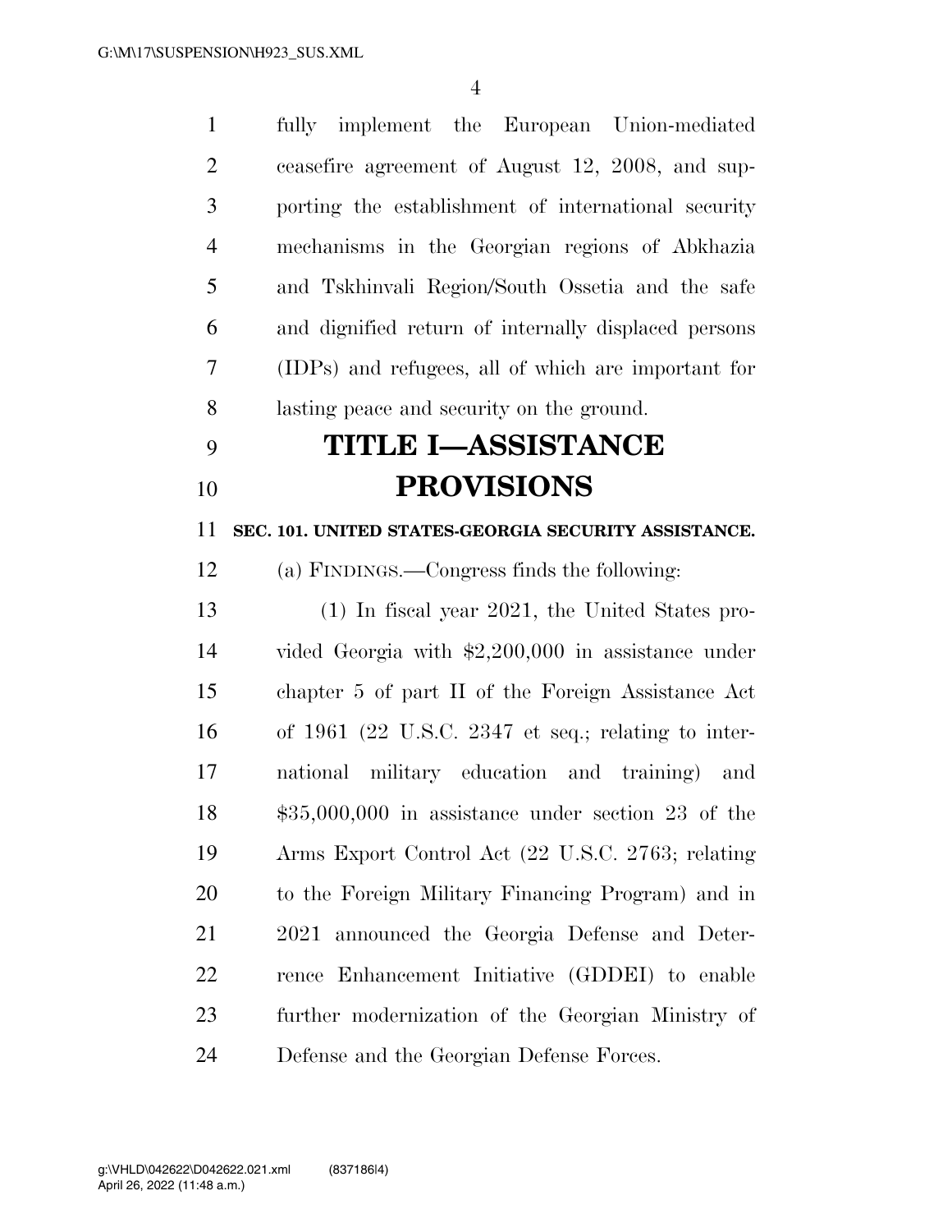fully implement the European Union-mediated ceasefire agreement of August 12, 2008, and supporting the establishment of international security mechanisms in the Georgian regions of Abkhazia and Tskhinvali Region/South Ossetia and the safe and dignified return of internally displaced persons (IDPs) and refugees, all of which are important for lasting peace and security on the ground.

# TITLE I—ASSISTANCE PROVISIONS

### SEC. 101. UNITED STATES-GEORGIA SECURITY ASSISTANCE.

(a) FINDINGS.—Congress finds the following:

(1) In fiscal year 2021, the United States provided Georgia with $2,200,000 in assistance under chapter 5 of part II of the Foreign Assistance Act of 1961 (22 U.S.C. 2347 et seq.; relating to international military education and training) and $35,000,000 in assistance under section 23 of the Arms Export Control Act (22 U.S.C. 2763; relating to the Foreign Military Financing Program) and in 2021 announced the Georgia Defense and Deterrence Enhancement Initiative (GDDEI) to enable further modernization of the Georgian Ministry of Defense and the Georgian Defense Forces.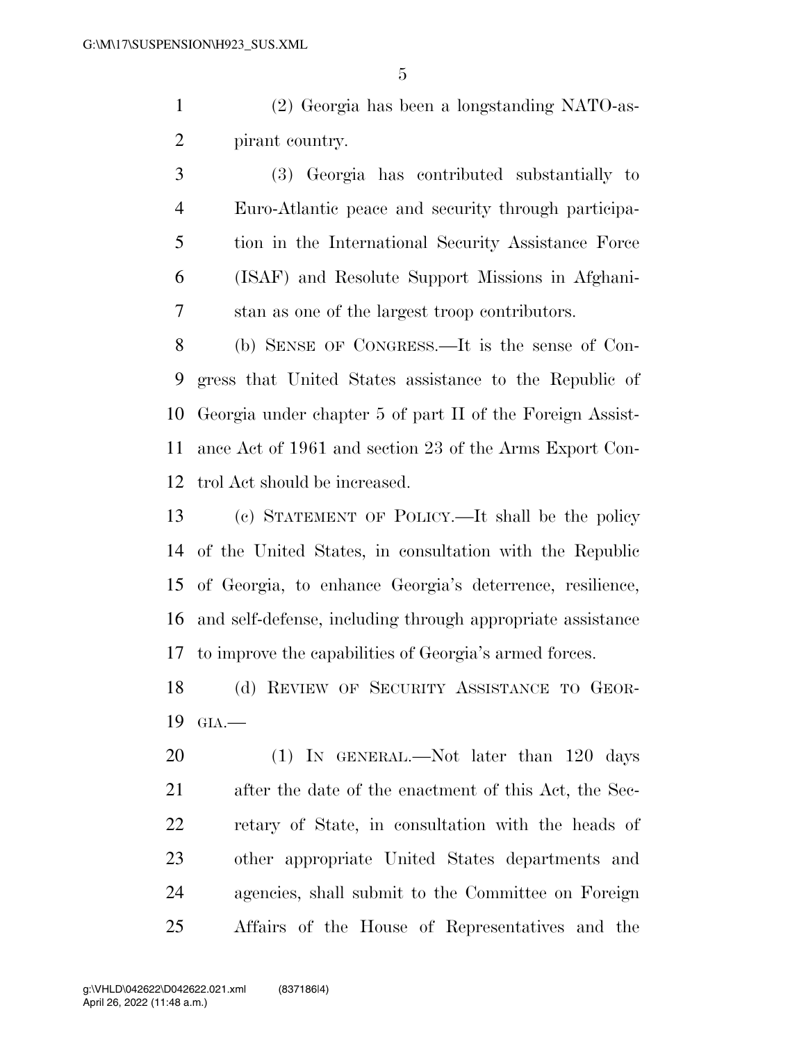(2) Georgia has been a longstanding NATO-aspirant country.

(3) Georgia has contributed substantially to Euro-Atlantic peace and security through participation in the International Security Assistance Force (ISAF) and Resolute Support Missions in Afghanistan as one of the largest troop contributors.

(b) SENSE OF CONGRESS.—It is the sense of Congress that United States assistance to the Republic of Georgia under chapter 5 of part II of the Foreign Assistance Act of 1961 and section 23 of the Arms Export Control Act should be increased.

(c) STATEMENT OF POLICY.—It shall be the policy of the United States, in consultation with the Republic of Georgia, to enhance Georgia's deterrence, resilience, and self-defense, including through appropriate assistance to improve the capabilities of Georgia's armed forces.

(d) REVIEW OF SECURITY ASSISTANCE TO GEORGIA.—

(1) IN GENERAL.—Not later than 120 days after the date of the enactment of this Act, the Secretary of State, in consultation with the heads of other appropriate United States departments and agencies, shall submit to the Committee on Foreign Affairs of the House of Representatives and the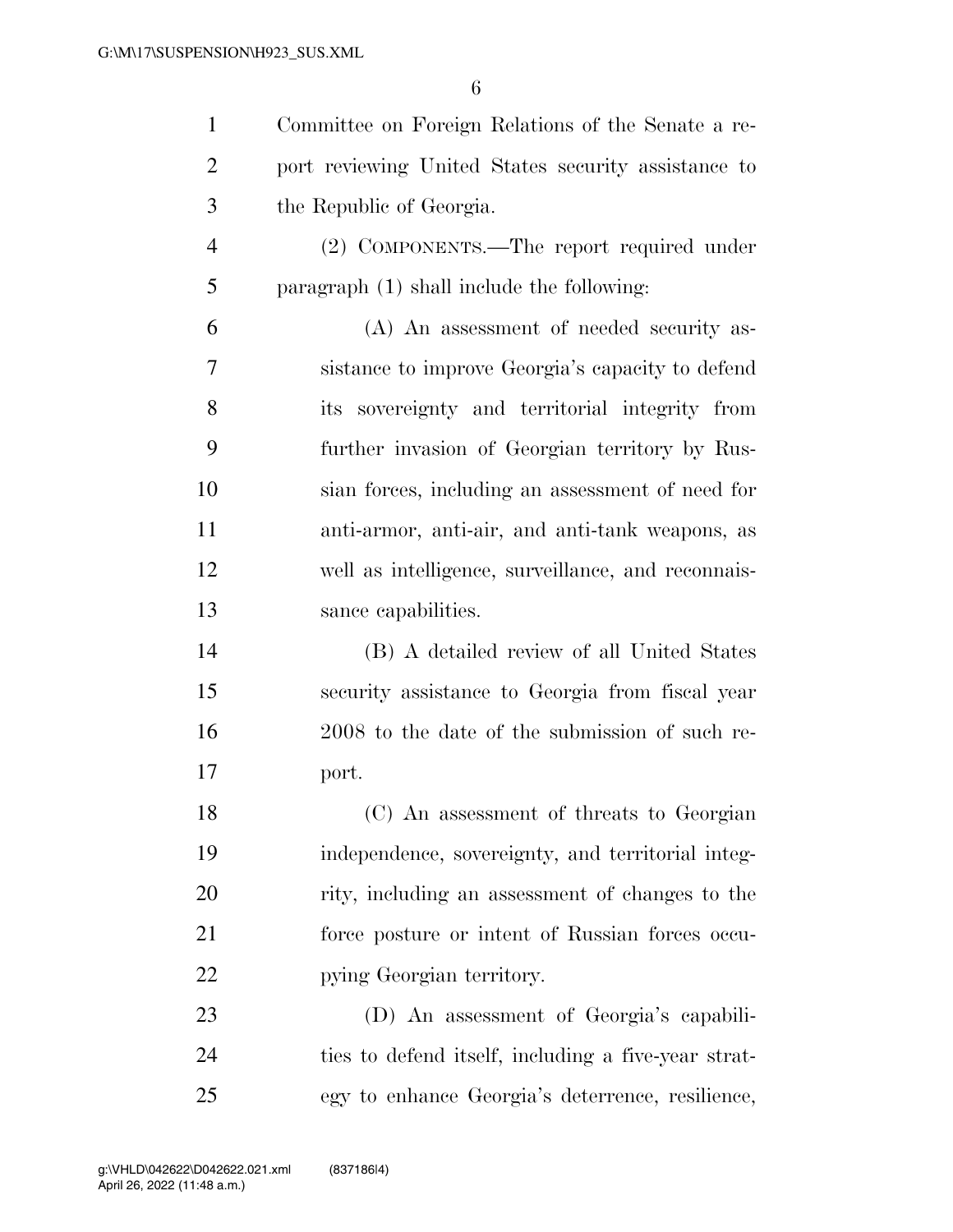Committee on Foreign Relations of the Senate a report reviewing United States security assistance to the Republic of Georgia.

(2) COMPONENTS.—The report required under paragraph (1) shall include the following:

(A) An assessment of needed security assistance to improve Georgia's capacity to defend its sovereignty and territorial integrity from further invasion of Georgian territory by Russian forces, including an assessment of need for anti-armor, anti-air, and anti-tank weapons, as well as intelligence, surveillance, and reconnaissance capabilities.

(B) A detailed review of all United States security assistance to Georgia from fiscal year 2008 to the date of the submission of such report.

(C) An assessment of threats to Georgian independence, sovereignty, and territorial integrity, including an assessment of changes to the force posture or intent of Russian forces occupying Georgian territory.

(D) An assessment of Georgia's capabilities to defend itself, including a five-year strategy to enhance Georgia's deterrence, resilience,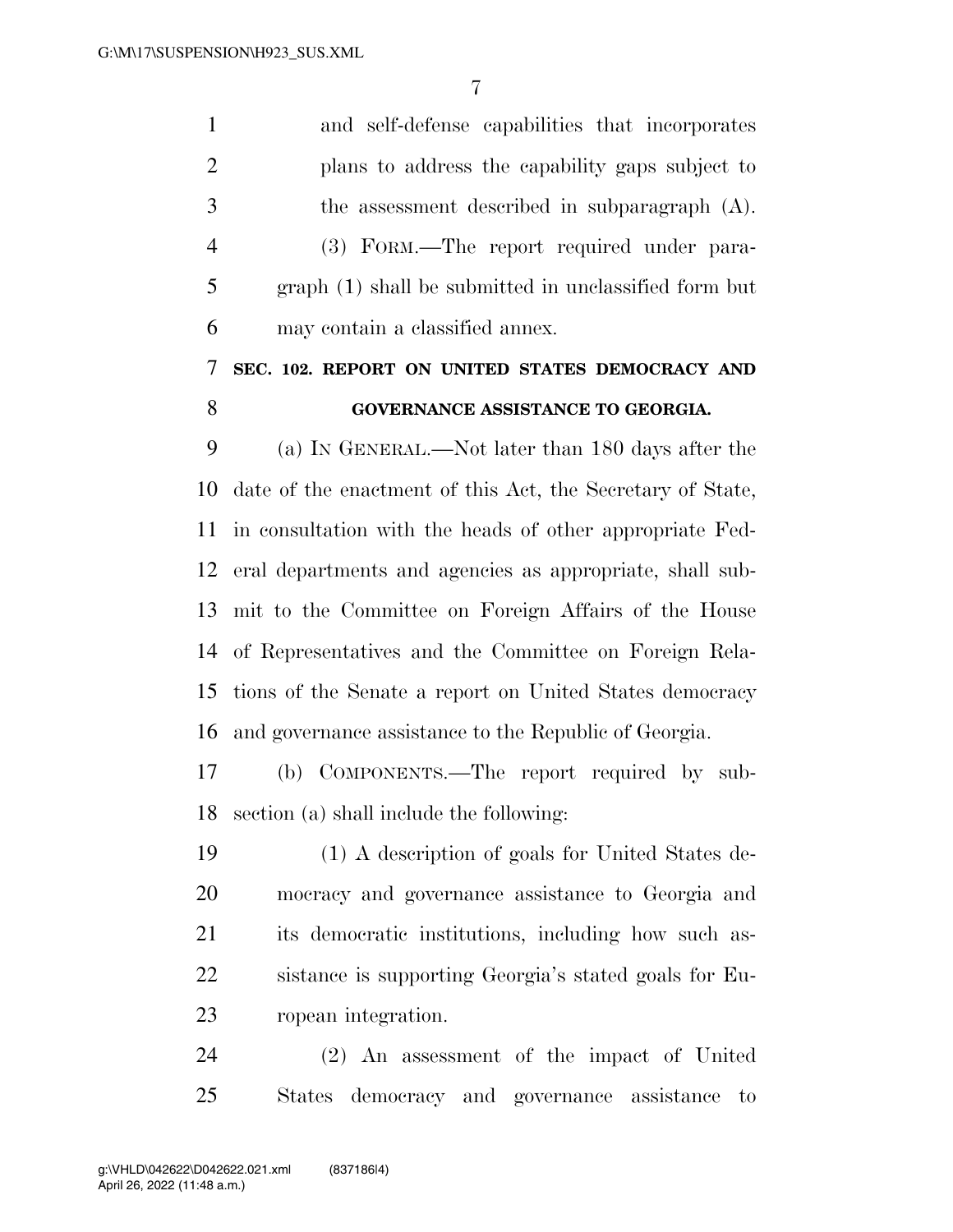and self-defense capabilities that incorporates plans to address the capability gaps subject to the assessment described in subparagraph (A).

(3) FORM.—The report required under paragraph (1) shall be submitted in unclassified form but may contain a classified annex.

**SEC. 102. REPORT ON UNITED STATES DEMOCRACY AND GOVERNANCE ASSISTANCE TO GEORGIA.**

(a) IN GENERAL.—Not later than 180 days after the date of the enactment of this Act, the Secretary of State, in consultation with the heads of other appropriate Federal departments and agencies as appropriate, shall submit to the Committee on Foreign Affairs of the House of Representatives and the Committee on Foreign Relations of the Senate a report on United States democracy and governance assistance to the Republic of Georgia.

(b) COMPONENTS.—The report required by subsection (a) shall include the following:

(1) A description of goals for United States democracy and governance assistance to Georgia and its democratic institutions, including how such assistance is supporting Georgia's stated goals for European integration.

(2) An assessment of the impact of United States democracy and governance assistance to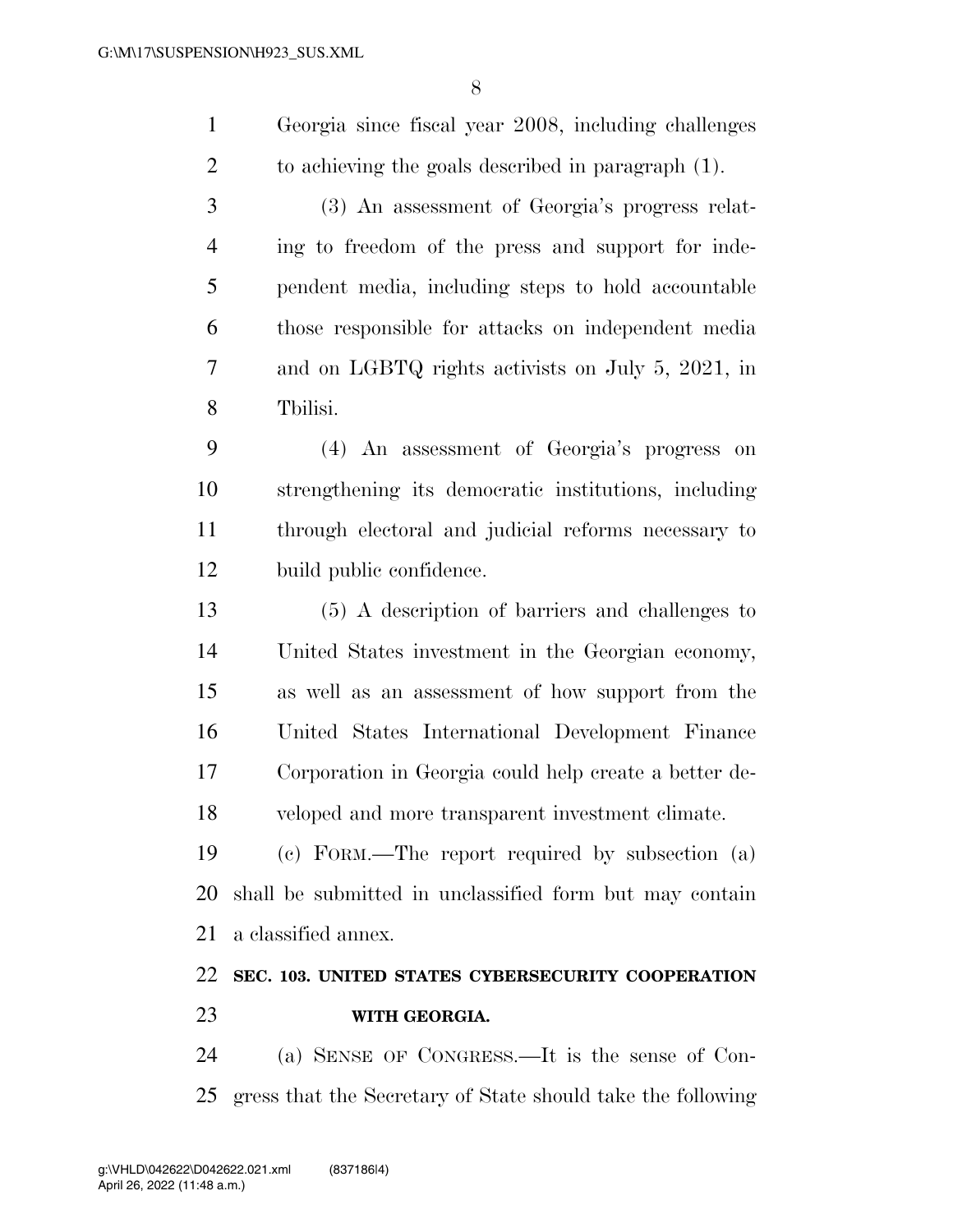Georgia since fiscal year 2008, including challenges to achieving the goals described in paragraph (1).

(3) An assessment of Georgia's progress relating to freedom of the press and support for independent media, including steps to hold accountable those responsible for attacks on independent media and on LGBTQ rights activists on July 5, 2021, in Tbilisi.

(4) An assessment of Georgia's progress on strengthening its democratic institutions, including through electoral and judicial reforms necessary to build public confidence.

(5) A description of barriers and challenges to United States investment in the Georgian economy, as well as an assessment of how support from the United States International Development Finance Corporation in Georgia could help create a better developed and more transparent investment climate.

(c) FORM.—The report required by subsection (a) shall be submitted in unclassified form but may contain a classified annex.

**SEC. 103. UNITED STATES CYBERSECURITY COOPERATION WITH GEORGIA.**

(a) SENSE OF CONGRESS.—It is the sense of Congress that the Secretary of State should take the following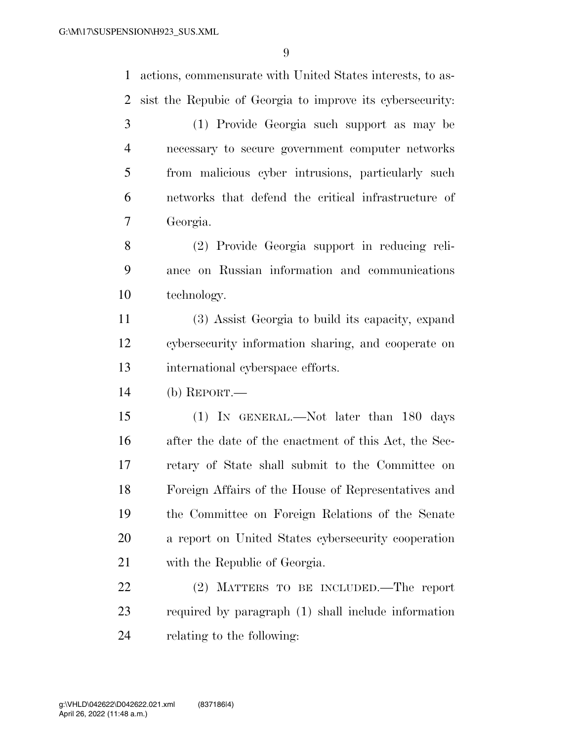actions, commensurate with United States interests, to assist the Repubic of Georgia to improve its cybersecurity:

(1) Provide Georgia such support as may be necessary to secure government computer networks from malicious cyber intrusions, particularly such networks that defend the critical infrastructure of Georgia.

(2) Provide Georgia support in reducing reliance on Russian information and communications technology.

(3) Assist Georgia to build its capacity, expand cybersecurity information sharing, and cooperate on international cyberspace efforts.

(b) REPORT.—

(1) IN GENERAL.—Not later than 180 days after the date of the enactment of this Act, the Secretary of State shall submit to the Committee on Foreign Affairs of the House of Representatives and the Committee on Foreign Relations of the Senate a report on United States cybersecurity cooperation with the Republic of Georgia.

(2) MATTERS TO BE INCLUDED.—The report required by paragraph (1) shall include information relating to the following: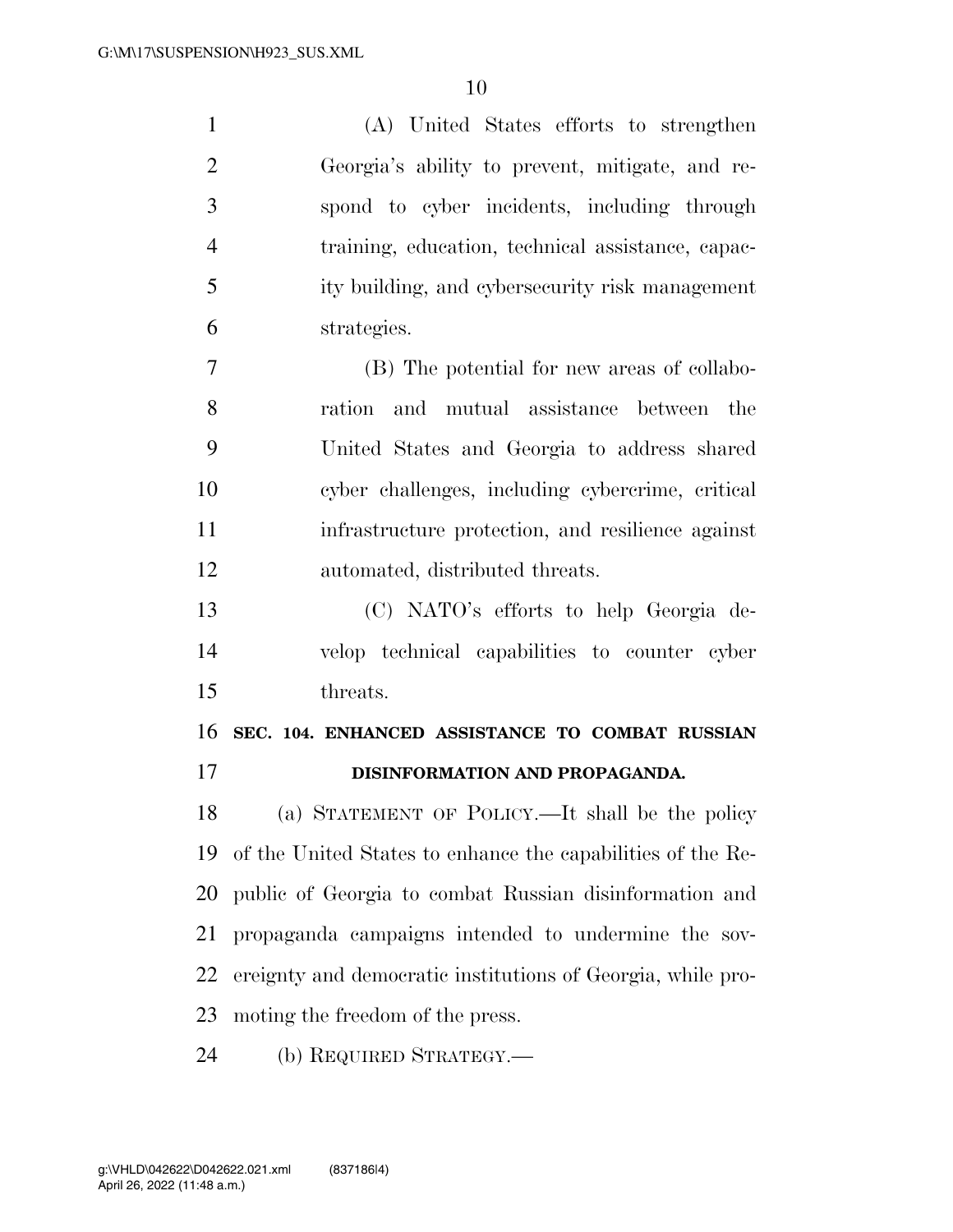(A) United States efforts to strengthen Georgia's ability to prevent, mitigate, and respond to cyber incidents, including through training, education, technical assistance, capacity building, and cybersecurity risk management strategies.

(B) The potential for new areas of collaboration and mutual assistance between the United States and Georgia to address shared cyber challenges, including cybercrime, critical infrastructure protection, and resilience against automated, distributed threats.

(C) NATO's efforts to help Georgia develop technical capabilities to counter cyber threats.

**SEC. 104. ENHANCED ASSISTANCE TO COMBAT RUSSIAN DISINFORMATION AND PROPAGANDA.**

(a) STATEMENT OF POLICY.—It shall be the policy of the United States to enhance the capabilities of the Republic of Georgia to combat Russian disinformation and propaganda campaigns intended to undermine the sovereignty and democratic institutions of Georgia, while promoting the freedom of the press.

(b) REQUIRED STRATEGY.—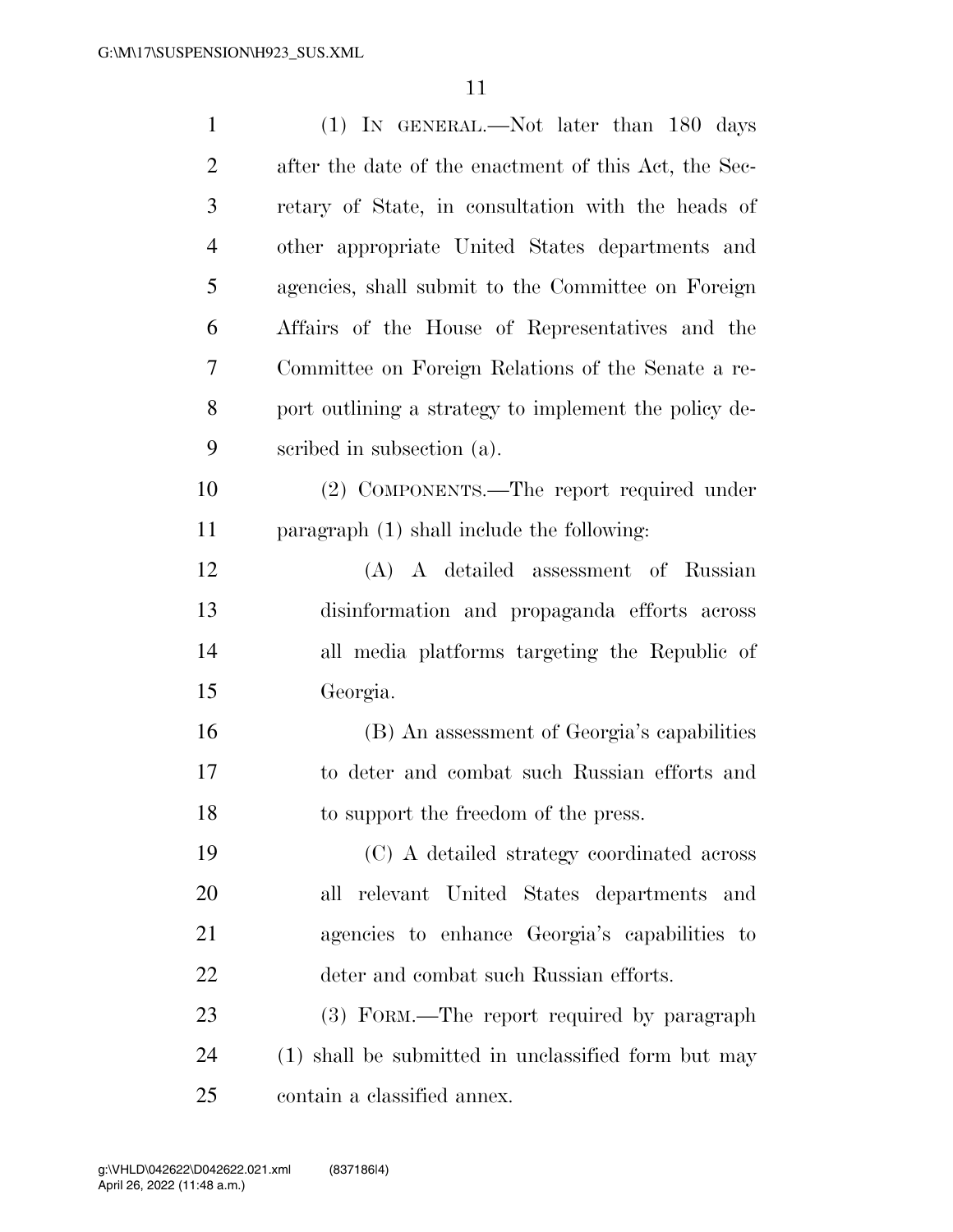(1) IN GENERAL.—Not later than 180 days after the date of the enactment of this Act, the Secretary of State, in consultation with the heads of other appropriate United States departments and agencies, shall submit to the Committee on Foreign Affairs of the House of Representatives and the Committee on Foreign Relations of the Senate a report outlining a strategy to implement the policy described in subsection (a).

(2) COMPONENTS.—The report required under paragraph (1) shall include the following:

(A) A detailed assessment of Russian disinformation and propaganda efforts across all media platforms targeting the Republic of Georgia.

(B) An assessment of Georgia's capabilities to deter and combat such Russian efforts and to support the freedom of the press.

(C) A detailed strategy coordinated across all relevant United States departments and agencies to enhance Georgia's capabilities to deter and combat such Russian efforts.

(3) FORM.—The report required by paragraph (1) shall be submitted in unclassified form but may contain a classified annex.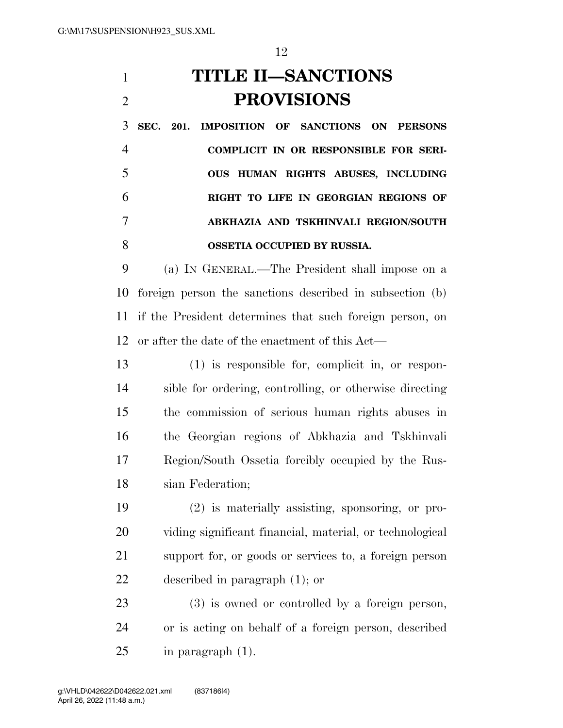# TITLE II—SANCTIONS PROVISIONS

**SEC. 201. IMPOSITION OF SANCTIONS ON PERSONS COMPLICIT IN OR RESPONSIBLE FOR SERIOUS HUMAN RIGHTS ABUSES, INCLUDING RIGHT TO LIFE IN GEORGIAN REGIONS OF ABKHAZIA AND TSKHINVALI REGION/SOUTH OSSETIA OCCUPIED BY RUSSIA.**

(a) IN GENERAL.—The President shall impose on a foreign person the sanctions described in subsection (b) if the President determines that such foreign person, on or after the date of the enactment of this Act—

(1) is responsible for, complicit in, or responsible for ordering, controlling, or otherwise directing the commission of serious human rights abuses in the Georgian regions of Abkhazia and Tskhinvali Region/South Ossetia forcibly occupied by the Russian Federation;

(2) is materially assisting, sponsoring, or providing significant financial, material, or technological support for, or goods or services to, a foreign person described in paragraph (1); or

(3) is owned or controlled by a foreign person, or is acting on behalf of a foreign person, described in paragraph (1).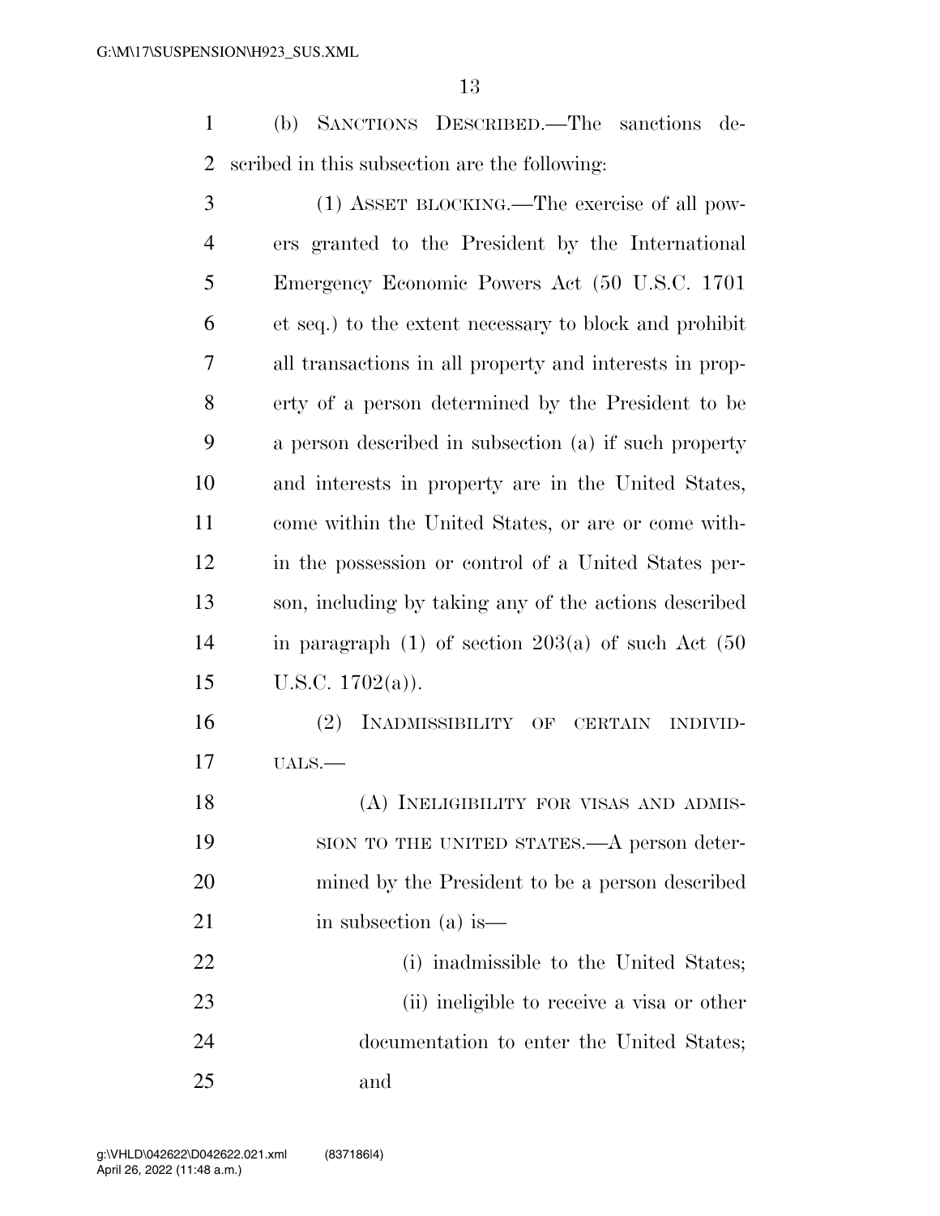(b) SANCTIONS DESCRIBED.—The sanctions described in this subsection are the following:

(1) ASSET BLOCKING.—The exercise of all powers granted to the President by the International Emergency Economic Powers Act (50 U.S.C. 1701 et seq.) to the extent necessary to block and prohibit all transactions in all property and interests in property of a person determined by the President to be a person described in subsection (a) if such property and interests in property are in the United States, come within the United States, or are or come within the possession or control of a United States person, including by taking any of the actions described in paragraph (1) of section 203(a) of such Act (50 U.S.C. 1702(a)).

(2) INADMISSIBILITY OF CERTAIN INDIVIDUALS.—

(A) INELIGIBILITY FOR VISAS AND ADMISSION TO THE UNITED STATES.—A person determined by the President to be a person described in subsection (a) is—

(i) inadmissible to the United States;

(ii) ineligible to receive a visa or other documentation to enter the United States; and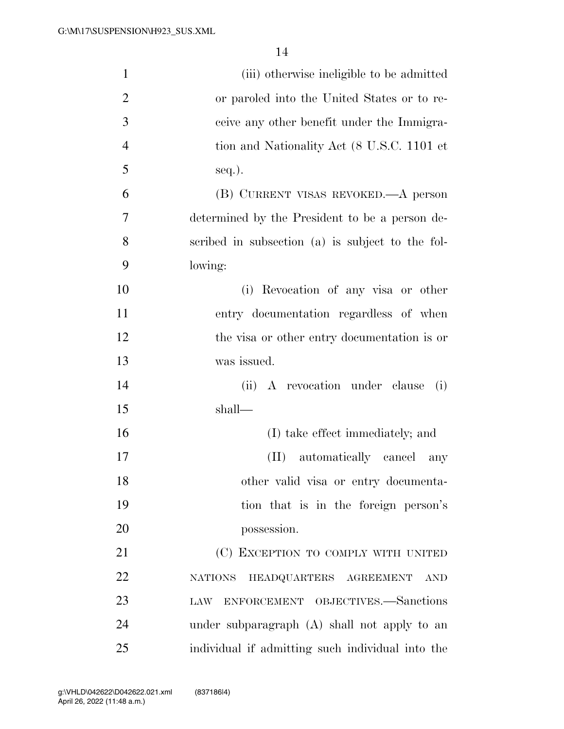(iii) otherwise ineligible to be admitted or paroled into the United States or to receive any other benefit under the Immigration and Nationality Act (8 U.S.C. 1101 et seq.).

(B) CURRENT VISAS REVOKED.—A person determined by the President to be a person described in subsection (a) is subject to the following:

(i) Revocation of any visa or other entry documentation regardless of when the visa or other entry documentation is or was issued.

(ii) A revocation under clause (i) shall—

(I) take effect immediately; and

(II) automatically cancel any other valid visa or entry documentation that is in the foreign person's possession.

(C) EXCEPTION TO COMPLY WITH UNITED NATIONS HEADQUARTERS AGREEMENT AND LAW ENFORCEMENT OBJECTIVES.—Sanctions under subparagraph (A) shall not apply to an individual if admitting such individual into the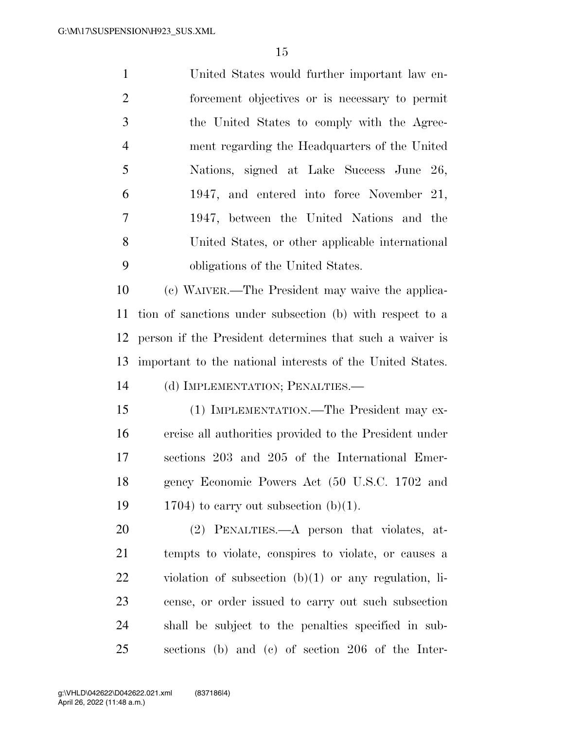United States would further important law enforcement objectives or is necessary to permit the United States to comply with the Agreement regarding the Headquarters of the United Nations, signed at Lake Success June 26, 1947, and entered into force November 21, 1947, between the United Nations and the United States, or other applicable international obligations of the United States.

(c) WAIVER.—The President may waive the application of sanctions under subsection (b) with respect to a person if the President determines that such a waiver is important to the national interests of the United States.

(d) IMPLEMENTATION; PENALTIES.—

(1) IMPLEMENTATION.—The President may exercise all authorities provided to the President under sections 203 and 205 of the International Emergency Economic Powers Act (50 U.S.C. 1702 and 1704) to carry out subsection (b)(1).

(2) PENALTIES.—A person that violates, attempts to violate, conspires to violate, or causes a violation of subsection (b)(1) or any regulation, license, or order issued to carry out such subsection shall be subject to the penalties specified in subsections (b) and (c) of section 206 of the Inter-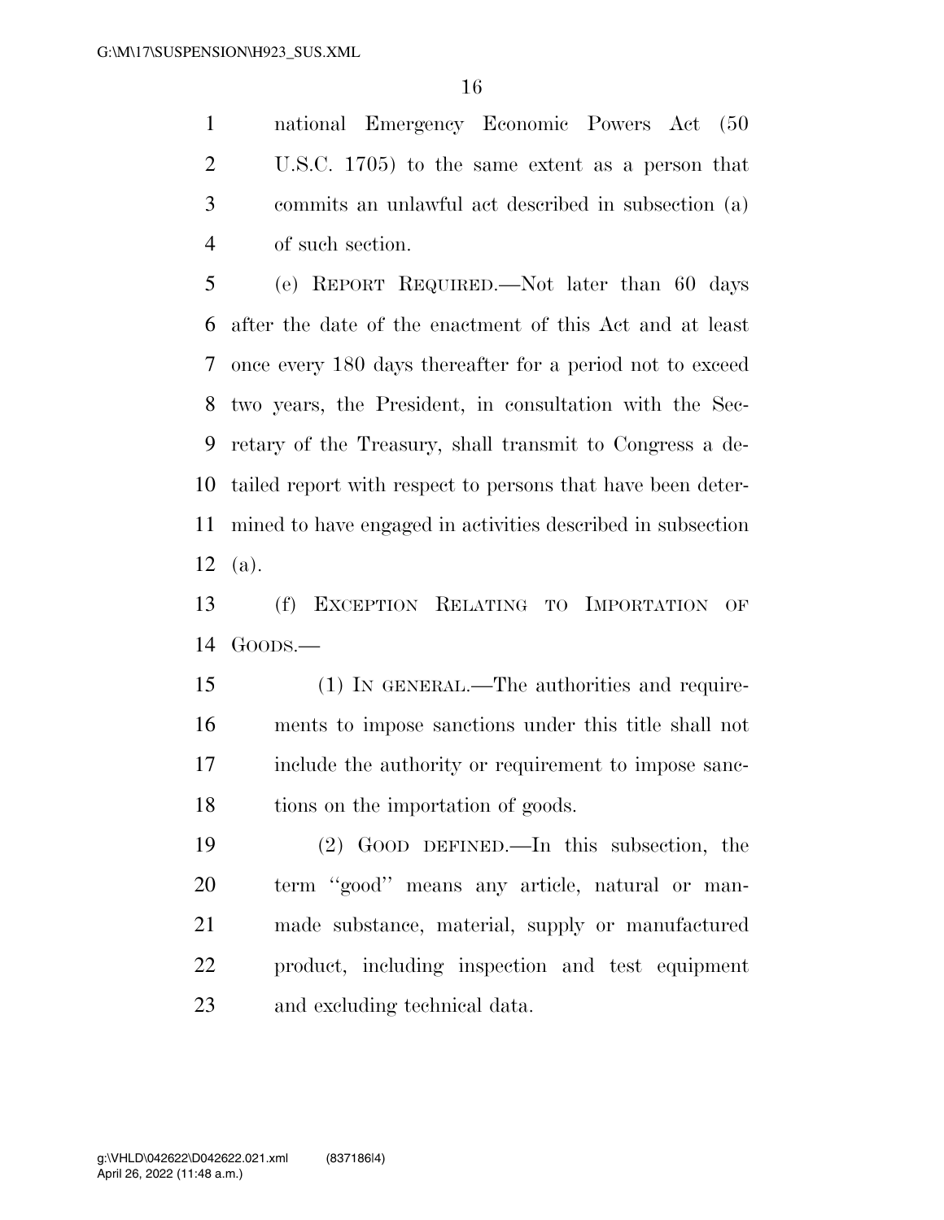national Emergency Economic Powers Act (50 U.S.C. 1705) to the same extent as a person that commits an unlawful act described in subsection (a) of such section.

(e) REPORT REQUIRED.—Not later than 60 days after the date of the enactment of this Act and at least once every 180 days thereafter for a period not to exceed two years, the President, in consultation with the Secretary of the Treasury, shall transmit to Congress a detailed report with respect to persons that have been determined to have engaged in activities described in subsection (a).

(f) EXCEPTION RELATING TO IMPORTATION OF GOODS.—

(1) IN GENERAL.—The authorities and requirements to impose sanctions under this title shall not include the authority or requirement to impose sanctions on the importation of goods.

(2) GOOD DEFINED.—In this subsection, the term ''good'' means any article, natural or manmade substance, material, supply or manufactured product, including inspection and test equipment and excluding technical data.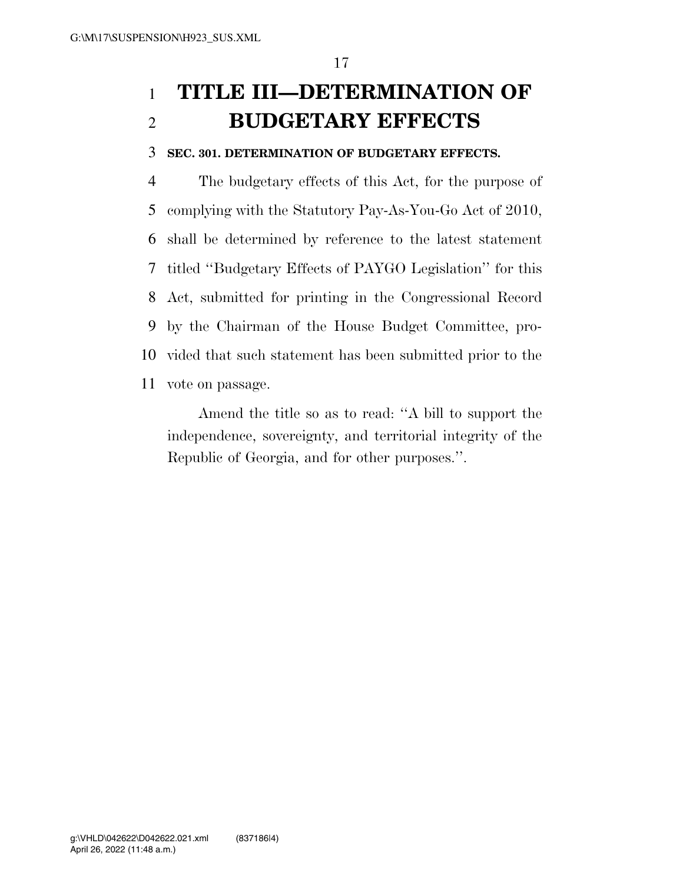# TITLE III—DETERMINATION OF BUDGETARY EFFECTS

**SEC. 301. DETERMINATION OF BUDGETARY EFFECTS.**

The budgetary effects of this Act, for the purpose of complying with the Statutory Pay-As-You-Go Act of 2010, shall be determined by reference to the latest statement titled ''Budgetary Effects of PAYGO Legislation'' for this Act, submitted for printing in the Congressional Record by the Chairman of the House Budget Committee, provided that such statement has been submitted prior to the vote on passage.

Amend the title so as to read: ''A bill to support the independence, sovereignty, and territorial integrity of the Republic of Georgia, and for other purposes.''.